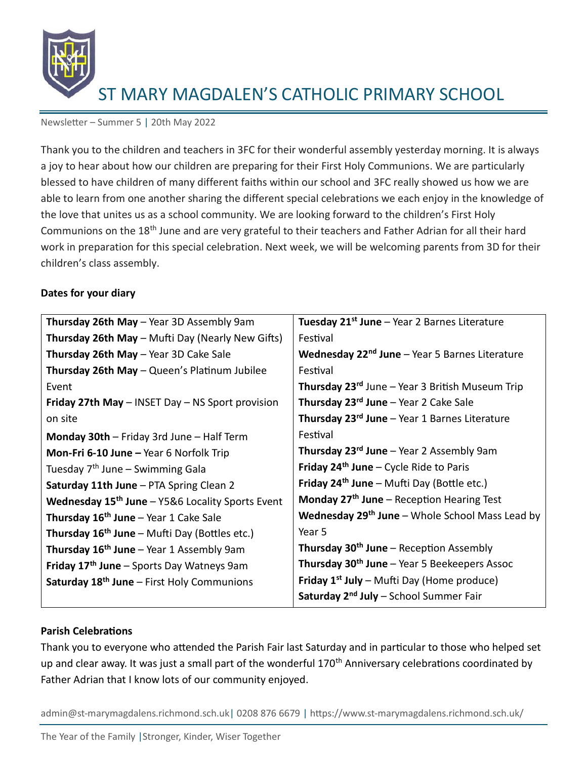# ST MARY MAGDALEN'S CATHOLIC PRIMARY SCHOOL

Newsletter – Summer 5 | 20th May 2022

Thank you to the children and teachers in 3FC for their wonderful assembly yesterday morning. It is always a joy to hear about how our children are preparing for their First Holy Communions. We are particularly blessed to have children of many different faiths within our school and 3FC really showed us how we are able to learn from one another sharing the different special celebrations we each enjoy in the knowledge of the love that unites us as a school community. We are looking forward to the children's First Holy Communions on the 18th June and are very grateful to their teachers and Father Adrian for all their hard work in preparation for this special celebration. Next week, we will be welcoming parents from 3D for their children's class assembly.

**Dates for your diary**

| | |
|---|---|
| **Thursday 26th May** – Year 3D Assembly 9am | **Tuesday 21st June** – Year 2 Barnes Literature Festival |
| **Thursday 26th May** – Mufti Day (Nearly New Gifts) | **Wednesday 22nd June** – Year 5 Barnes Literature Festival |
| **Thursday 26th May** – Year 3D Cake Sale | **Thursday 23rd** June – Year 3 British Museum Trip |
| **Thursday 26th May** – Queen's Platinum Jubilee Event | **Thursday 23rd June** – Year 2 Cake Sale |
| **Friday 27th May** – INSET Day – NS Sport provision on site | **Thursday 23rd June** – Year 1 Barnes Literature Festival |
| **Monday 30th** – Friday 3rd June – Half Term | **Thursday 23rd June** – Year 2 Assembly 9am |
| **Mon-Fri 6-10 June –** Year 6 Norfolk Trip | **Friday 24th June** – Cycle Ride to Paris |
| Tuesday 7th June – Swimming Gala | **Friday 24th June** – Mufti Day (Bottle etc.) |
| **Saturday 11th June** – PTA Spring Clean 2 | **Monday 27th June** – Reception Hearing Test |
| **Wednesday 15th June** – Y5&6 Locality Sports Event | **Wednesday 29th June** – Whole School Mass Lead by Year 5 |
| **Thursday 16th June** – Year 1 Cake Sale | **Thursday 30th June** – Reception Assembly |
| **Thursday 16th June** – Mufti Day (Bottles etc.) | **Thursday 30th June** – Year 5 Beekeepers Assoc |
| **Thursday 16th June** – Year 1 Assembly 9am | **Friday 1st July** – Mufti Day (Home produce) |
| **Friday 17th June** – Sports Day Watneys 9am | **Saturday 2nd July** – School Summer Fair |
| **Saturday 18th June** – First Holy Communions | |

**Parish Celebrations**

Thank you to everyone who attended the Parish Fair last Saturday and in particular to those who helped set up and clear away. It was just a small part of the wonderful 170th Anniversary celebrations coordinated by Father Adrian that I know lots of our community enjoyed.

admin@st-marymagdalens.richmond.sch.uk | 0208 876 6679 | https://www.st-marymagdalens.richmond.sch.uk/

The Year of the Family | Stronger, Kinder, Wiser Together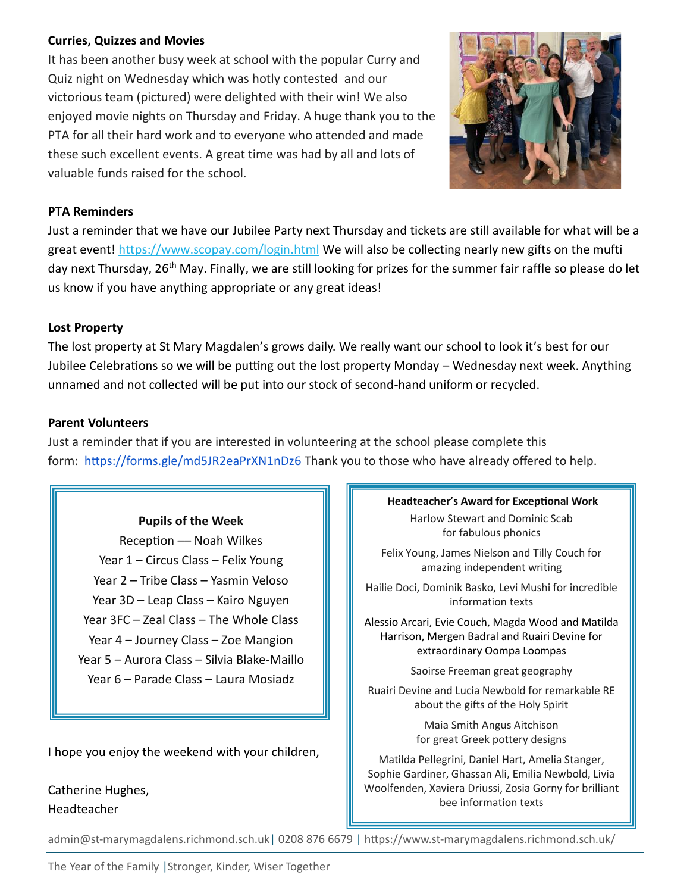**Curries, Quizzes and Movies**

It has been another busy week at school with the popular Curry and Quiz night on Wednesday which was hotly contested and our victorious team (pictured) were delighted with their win! We also enjoyed movie nights on Thursday and Friday. A huge thank you to the PTA for all their hard work and to everyone who attended and made these such excellent events. A great time was had by all and lots of valuable funds raised for the school.

**PTA Reminders**

Just a reminder that we have our Jubilee Party next Thursday and tickets are still available for what will be a great event! https://www.scopay.com/login.html We will also be collecting nearly new gifts on the mufti day next Thursday, 26th May. Finally, we are still looking for prizes for the summer fair raffle so please do let us know if you have anything appropriate or any great ideas!

**Lost Property**

The lost property at St Mary Magdalen's grows daily. We really want our school to look it's best for our Jubilee Celebrations so we will be putting out the lost property Monday – Wednesday next week. Anything unnamed and not collected will be put into our stock of second-hand uniform or recycled.

**Parent Volunteers**

Just a reminder that if you are interested in volunteering at the school please complete this form: https://forms.gle/md5JR2eaPrXN1nDz6 Thank you to those who have already offered to help.

**Pupils of the Week**

Reception — Noah Wilkes
Year 1 – Circus Class – Felix Young
Year 2 – Tribe Class – Yasmin Veloso
Year 3D – Leap Class – Kairo Nguyen
Year 3FC – Zeal Class – The Whole Class
Year 4 – Journey Class – Zoe Mangion
Year 5 – Aurora Class – Silvia Blake-Maillo
Year 6 – Parade Class – Laura Mosiadz

**Headteacher's Award for Exceptional Work**

Harlow Stewart and Dominic Scab for fabulous phonics

Felix Young, James Nielson and Tilly Couch for amazing independent writing

Hailie Doci, Dominik Basko, Levi Mushi for incredible information texts

Alessio Arcari, Evie Couch, Magda Wood and Matilda Harrison, Mergen Badral and Ruairi Devine for extraordinary Oompa Loompas

Saoirse Freeman great geography

Ruairi Devine and Lucia Newbold for remarkable RE about the gifts of the Holy Spirit

Maia Smith Angus Aitchison for great Greek pottery designs

Matilda Pellegrini, Daniel Hart, Amelia Stanger, Sophie Gardiner, Ghassan Ali, Emilia Newbold, Livia Woolfenden, Xaviera Driussi, Zosia Gorny for brilliant bee information texts

I hope you enjoy the weekend with your children,

Catherine Hughes,
Headteacher